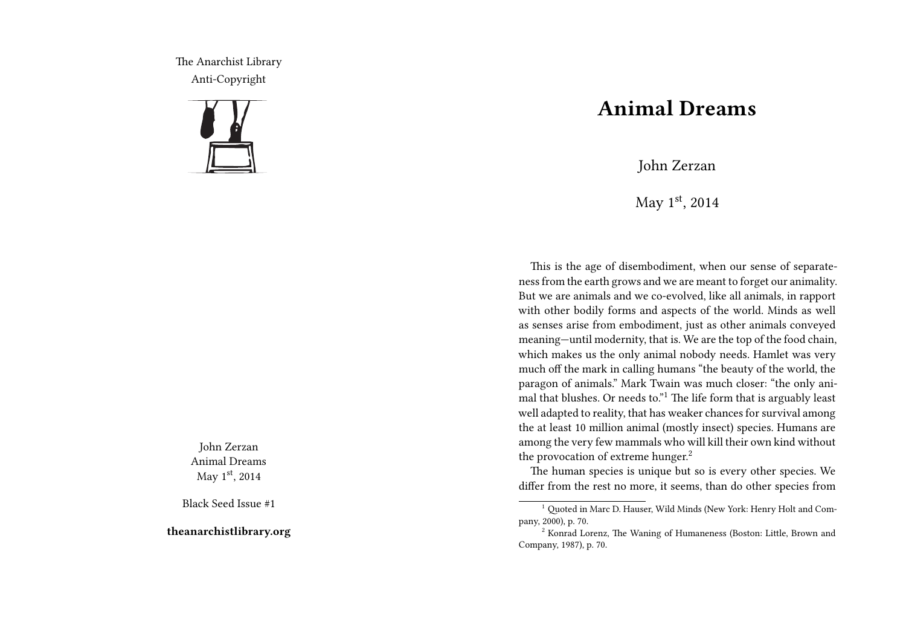The Anarchist Library
Anti-Copyright

John Zerzan
Animal Dreams
May 1st, 2014

Black Seed Issue #1

**theanarchistlibrary.org**

# Animal Dreams

John Zerzan

May 1st, 2014

This is the age of disembodiment, when our sense of separateness from the earth grows and we are meant to forget our animality. But we are animals and we co-evolved, like all animals, in rapport with other bodily forms and aspects of the world. Minds as well as senses arise from embodiment, just as other animals conveyed meaning—until modernity, that is. We are the top of the food chain, which makes us the only animal nobody needs. Hamlet was very much off the mark in calling humans "the beauty of the world, the paragon of animals." Mark Twain was much closer: "the only animal that blushes. Or needs to."[1] The life form that is arguably least well adapted to reality, that has weaker chances for survival among the at least 10 million animal (mostly insect) species. Humans are among the very few mammals who will kill their own kind without the provocation of extreme hunger.[2]

The human species is unique but so is every other species. We differ from the rest no more, it seems, than do other species from

[1] Quoted in Marc D. Hauser, Wild Minds (New York: Henry Holt and Company, 2000), p. 70.

[2] Konrad Lorenz, The Waning of Humaneness (Boston: Little, Brown and Company, 1987), p. 70.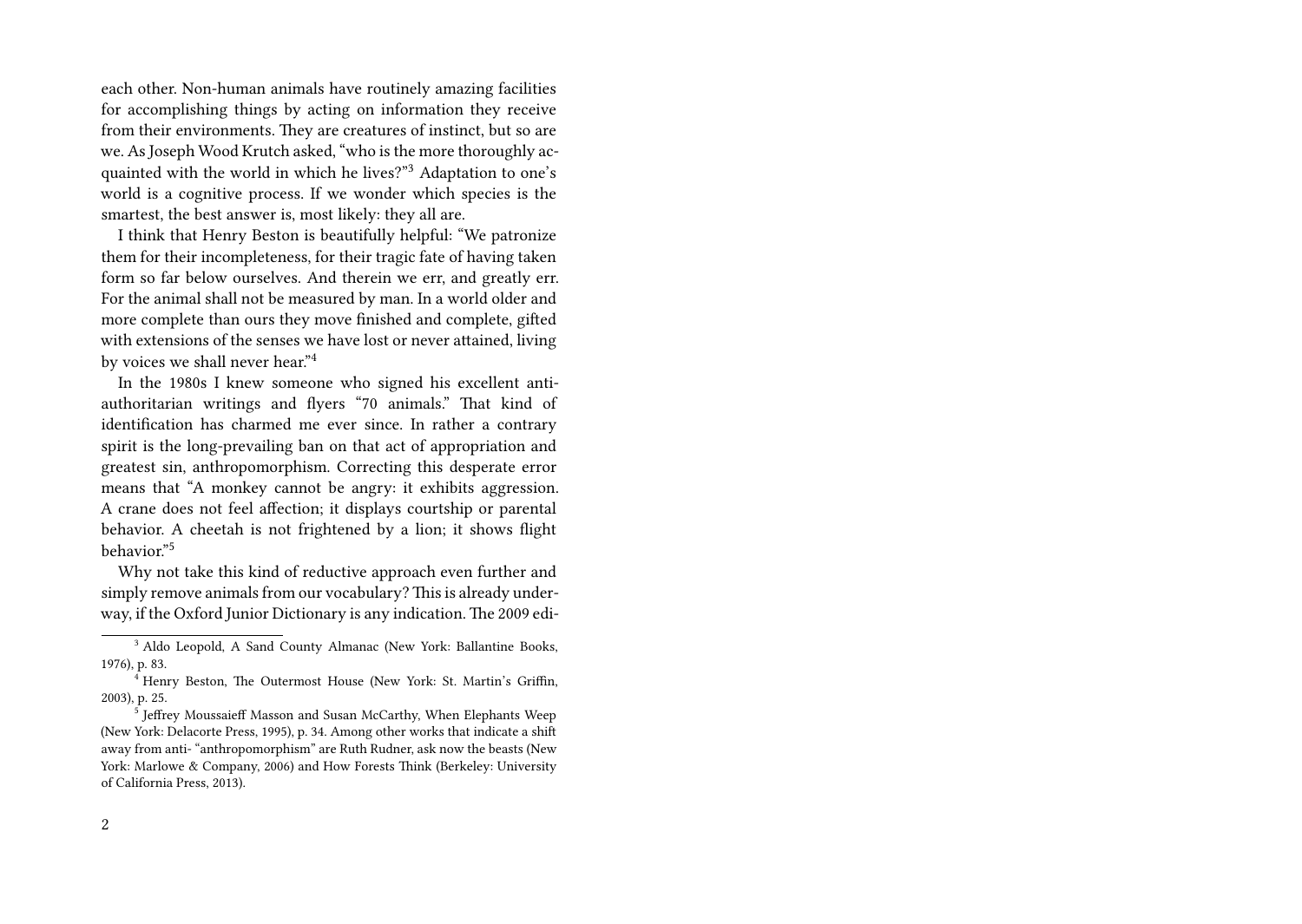each other. Non-human animals have routinely amazing facilities for accomplishing things by acting on information they receive from their environments. They are creatures of instinct, but so are we. As Joseph Wood Krutch asked, "who is the more thoroughly acquainted with the world in which he lives?"[3] Adaptation to one's world is a cognitive process. If we wonder which species is the smartest, the best answer is, most likely: they all are.

I think that Henry Beston is beautifully helpful: "We patronize them for their incompleteness, for their tragic fate of having taken form so far below ourselves. And therein we err, and greatly err. For the animal shall not be measured by man. In a world older and more complete than ours they move finished and complete, gifted with extensions of the senses we have lost or never attained, living by voices we shall never hear."[4]

In the 1980s I knew someone who signed his excellent anti-authoritarian writings and flyers "70 animals." That kind of identification has charmed me ever since. In rather a contrary spirit is the long-prevailing ban on that act of appropriation and greatest sin, anthropomorphism. Correcting this desperate error means that "A monkey cannot be angry: it exhibits aggression. A crane does not feel affection; it displays courtship or parental behavior. A cheetah is not frightened by a lion; it shows flight behavior."[5]

Why not take this kind of reductive approach even further and simply remove animals from our vocabulary? This is already underway, if the Oxford Junior Dictionary is any indication. The 2009 edi-

---

[3] Aldo Leopold, A Sand County Almanac (New York: Ballantine Books, 1976), p. 83.

[4] Henry Beston, The Outermost House (New York: St. Martin's Griffin, 2003), p. 25.

[5] Jeffrey Moussaieff Masson and Susan McCarthy, When Elephants Weep (New York: Delacorte Press, 1995), p. 34. Among other works that indicate a shift away from anti- "anthropomorphism" are Ruth Rudner, ask now the beasts (New York: Marlowe & Company, 2006) and How Forests Think (Berkeley: University of California Press, 2013).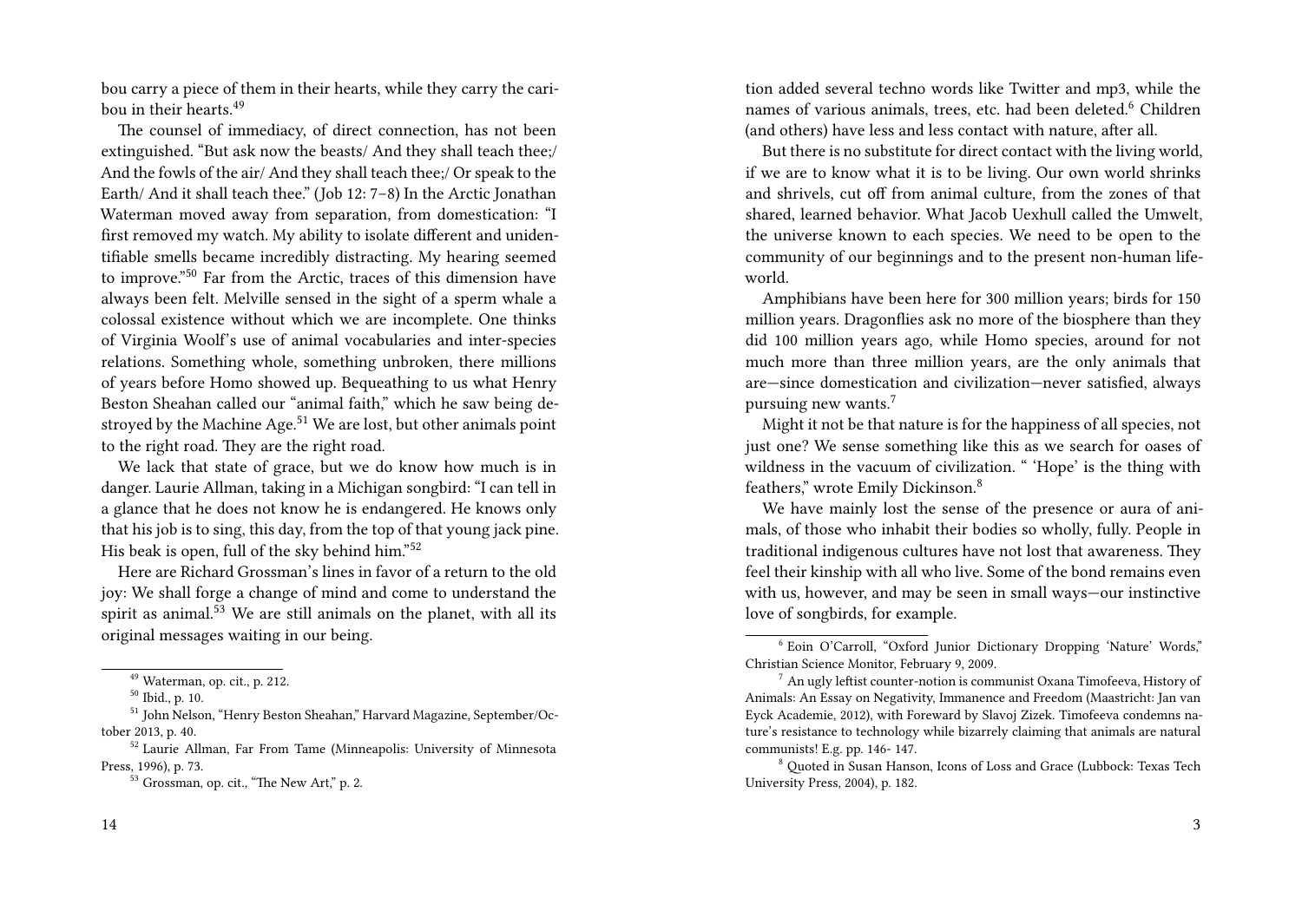bou carry a piece of them in their hearts, while they carry the caribou in their hearts.[49]

The counsel of immediacy, of direct connection, has not been extinguished. "But ask now the beasts/ And they shall teach thee;/ And the fowls of the air/ And they shall teach thee;/ Or speak to the Earth/ And it shall teach thee." (Job 12: 7–8) In the Arctic Jonathan Waterman moved away from separation, from domestication: "I first removed my watch. My ability to isolate different and unidentifiable smells became incredibly distracting. My hearing seemed to improve."[50] Far from the Arctic, traces of this dimension have always been felt. Melville sensed in the sight of a sperm whale a colossal existence without which we are incomplete. One thinks of Virginia Woolf's use of animal vocabularies and inter-species relations. Something whole, something unbroken, there millions of years before Homo showed up. Bequeathing to us what Henry Beston Sheahan called our "animal faith," which he saw being destroyed by the Machine Age.[51] We are lost, but other animals point to the right road. They are the right road.

We lack that state of grace, but we do know how much is in danger. Laurie Allman, taking in a Michigan songbird: "I can tell in a glance that he does not know he is endangered. He knows only that his job is to sing, this day, from the top of that young jack pine. His beak is open, full of the sky behind him."[52]

Here are Richard Grossman's lines in favor of a return to the old joy: We shall forge a change of mind and come to understand the spirit as animal.[53] We are still animals on the planet, with all its original messages waiting in our being.

[49] Waterman, op. cit., p. 212.

[50] Ibid., p. 10.

[51] John Nelson, "Henry Beston Sheahan," Harvard Magazine, September/October 2013, p. 40.

[52] Laurie Allman, Far From Tame (Minneapolis: University of Minnesota Press, 1996), p. 73.

[53] Grossman, op. cit., "The New Art," p. 2.

tion added several techno words like Twitter and mp3, while the names of various animals, trees, etc. had been deleted.[6] Children (and others) have less and less contact with nature, after all.

But there is no substitute for direct contact with the living world, if we are to know what it is to be living. Our own world shrinks and shrivels, cut off from animal culture, from the zones of that shared, learned behavior. What Jacob Uexhull called the Umwelt, the universe known to each species. We need to be open to the community of our beginnings and to the present non-human lifeworld.

Amphibians have been here for 300 million years; birds for 150 million years. Dragonflies ask no more of the biosphere than they did 100 million years ago, while Homo species, around for not much more than three million years, are the only animals that are—since domestication and civilization—never satisfied, always pursuing new wants.[7]

Might it not be that nature is for the happiness of all species, not just one? We sense something like this as we search for oases of wildness in the vacuum of civilization. " 'Hope' is the thing with feathers," wrote Emily Dickinson.[8]

We have mainly lost the sense of the presence or aura of animals, of those who inhabit their bodies so wholly, fully. People in traditional indigenous cultures have not lost that awareness. They feel their kinship with all who live. Some of the bond remains even with us, however, and may be seen in small ways—our instinctive love of songbirds, for example.

[6] Eoin O'Carroll, "Oxford Junior Dictionary Dropping 'Nature' Words," Christian Science Monitor, February 9, 2009.

[7] An ugly leftist counter-notion is communist Oxana Timofeeva, History of Animals: An Essay on Negativity, Immanence and Freedom (Maastricht: Jan van Eyck Academie, 2012), with Foreward by Slavoj Zizek. Timofeeva condemns nature's resistance to technology while bizarrely claiming that animals are natural communists! E.g. pp. 146- 147.

[8] Quoted in Susan Hanson, Icons of Loss and Grace (Lubbock: Texas Tech University Press, 2004), p. 182.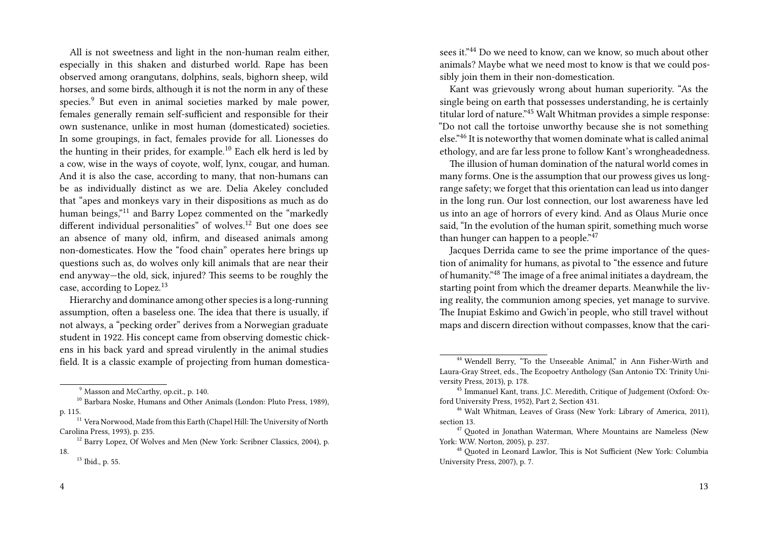All is not sweetness and light in the non-human realm either, especially in this shaken and disturbed world. Rape has been observed among orangutans, dolphins, seals, bighorn sheep, wild horses, and some birds, although it is not the norm in any of these species.[9] But even in animal societies marked by male power, females generally remain self-sufficient and responsible for their own sustenance, unlike in most human (domesticated) societies. In some groupings, in fact, females provide for all. Lionesses do the hunting in their prides, for example.[10] Each elk herd is led by a cow, wise in the ways of coyote, wolf, lynx, cougar, and human. And it is also the case, according to many, that non-humans can be as individually distinct as we are. Delia Akeley concluded that "apes and monkeys vary in their dispositions as much as do human beings,"[11] and Barry Lopez commented on the "markedly different individual personalities" of wolves.[12] But one does see an absence of many old, infirm, and diseased animals among non-domesticates. How the "food chain" operates here brings up questions such as, do wolves only kill animals that are near their end anyway—the old, sick, injured? This seems to be roughly the case, according to Lopez.[13]

Hierarchy and dominance among other species is a long-running assumption, often a baseless one. The idea that there is usually, if not always, a "pecking order" derives from a Norwegian graduate student in 1922. His concept came from observing domestic chickens in his back yard and spread virulently in the animal studies field. It is a classic example of projecting from human domestica-

[9] Masson and McCarthy, op.cit., p. 140.

[10] Barbara Noske, Humans and Other Animals (London: Pluto Press, 1989), p. 115.

[11] Vera Norwood, Made from this Earth (Chapel Hill: The University of North Carolina Press, 1993), p. 235.

[12] Barry Lopez, Of Wolves and Men (New York: Scribner Classics, 2004), p. 18.

[13] Ibid., p. 55.

sees it."[44] Do we need to know, can we know, so much about other animals? Maybe what we need most to know is that we could possibly join them in their non-domestication.

Kant was grievously wrong about human superiority. "As the single being on earth that possesses understanding, he is certainly titular lord of nature."[45] Walt Whitman provides a simple response: "Do not call the tortoise unworthy because she is not something else."[46] It is noteworthy that women dominate what is called animal ethology, and are far less prone to follow Kant's wrongheadedness.

The illusion of human domination of the natural world comes in many forms. One is the assumption that our prowess gives us long-range safety; we forget that this orientation can lead us into danger in the long run. Our lost connection, our lost awareness have led us into an age of horrors of every kind. And as Olaus Murie once said, "In the evolution of the human spirit, something much worse than hunger can happen to a people."[47]

Jacques Derrida came to see the prime importance of the question of animality for humans, as pivotal to "the essence and future of humanity."[48] The image of a free animal initiates a daydream, the starting point from which the dreamer departs. Meanwhile the living reality, the communion among species, yet manage to survive. The Inupiat Eskimo and Gwich'in people, who still travel without maps and discern direction without compasses, know that the cari-

[44] Wendell Berry, "To the Unseeable Animal," in Ann Fisher-Wirth and Laura-Gray Street, eds., The Ecopoetry Anthology (San Antonio TX: Trinity University Press, 2013), p. 178.

[45] Immanuel Kant, trans. J.C. Meredith, Critique of Judgement (Oxford: Oxford University Press, 1952), Part 2, Section 431.

[46] Walt Whitman, Leaves of Grass (New York: Library of America, 2011), section 13.

[47] Quoted in Jonathan Waterman, Where Mountains are Nameless (New York: W.W. Norton, 2005), p. 237.

[48] Quoted in Leonard Lawlor, This is Not Sufficient (New York: Columbia University Press, 2007), p. 7.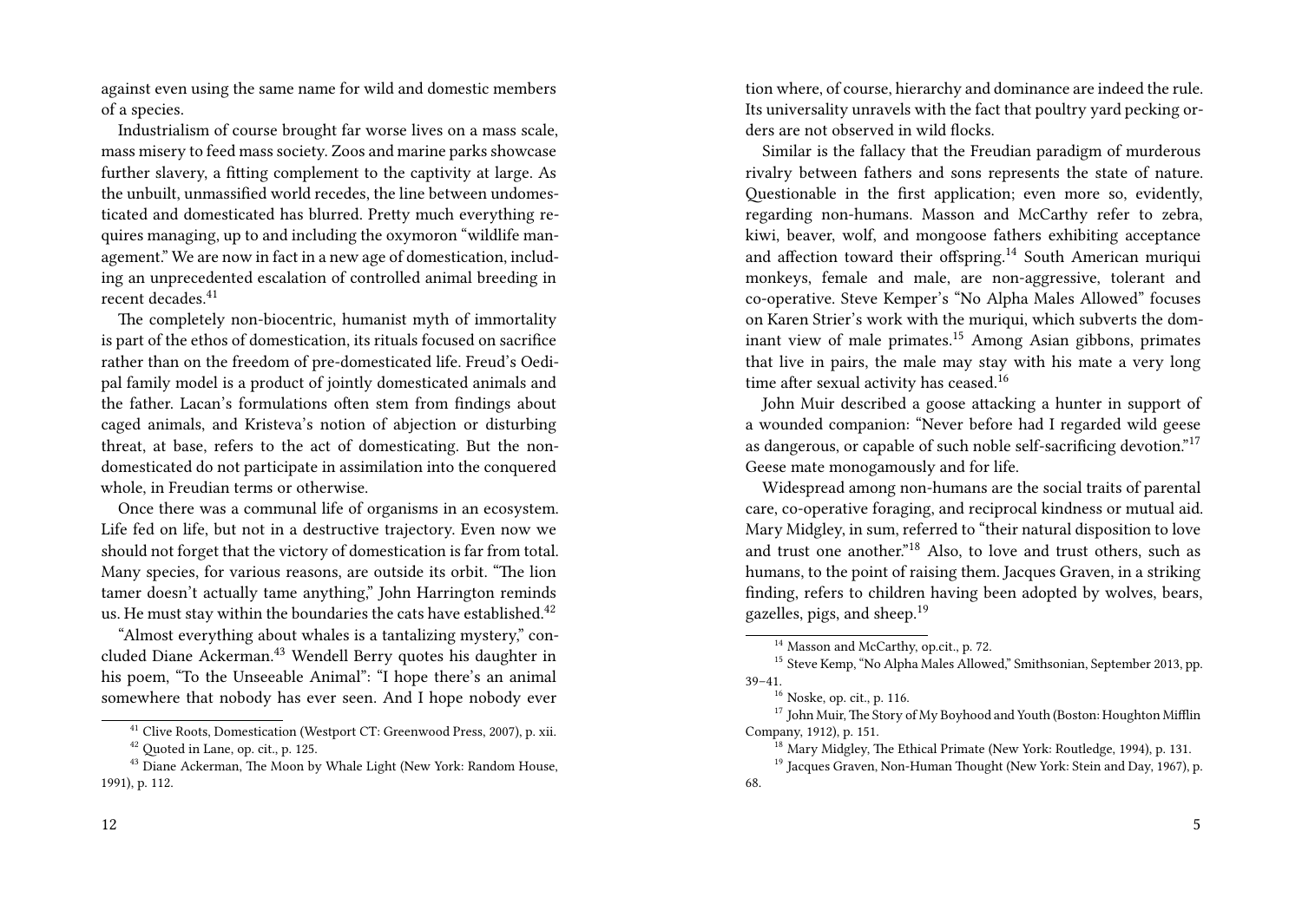against even using the same name for wild and domestic members of a species.

Industrialism of course brought far worse lives on a mass scale, mass misery to feed mass society. Zoos and marine parks showcase further slavery, a fitting complement to the captivity at large. As the unbuilt, unmassified world recedes, the line between undomesticated and domesticated has blurred. Pretty much everything requires managing, up to and including the oxymoron "wildlife management." We are now in fact in a new age of domestication, including an unprecedented escalation of controlled animal breeding in recent decades.[41]

The completely non-biocentric, humanist myth of immortality is part of the ethos of domestication, its rituals focused on sacrifice rather than on the freedom of pre-domesticated life. Freud's Oedipal family model is a product of jointly domesticated animals and the father. Lacan's formulations often stem from findings about caged animals, and Kristeva's notion of abjection or disturbing threat, at base, refers to the act of domesticating. But the non-domesticated do not participate in assimilation into the conquered whole, in Freudian terms or otherwise.

Once there was a communal life of organisms in an ecosystem. Life fed on life, but not in a destructive trajectory. Even now we should not forget that the victory of domestication is far from total. Many species, for various reasons, are outside its orbit. "The lion tamer doesn't actually tame anything," John Harrington reminds us. He must stay within the boundaries the cats have established.[42]

"Almost everything about whales is a tantalizing mystery," concluded Diane Ackerman.[43] Wendell Berry quotes his daughter in his poem, "To the Unseeable Animal": "I hope there's an animal somewhere that nobody has ever seen. And I hope nobody ever

[41] Clive Roots, Domestication (Westport CT: Greenwood Press, 2007), p. xii.

[42] Quoted in Lane, op. cit., p. 125.

[43] Diane Ackerman, The Moon by Whale Light (New York: Random House, 1991), p. 112.

tion where, of course, hierarchy and dominance are indeed the rule. Its universality unravels with the fact that poultry yard pecking orders are not observed in wild flocks.

Similar is the fallacy that the Freudian paradigm of murderous rivalry between fathers and sons represents the state of nature. Questionable in the first application; even more so, evidently, regarding non-humans. Masson and McCarthy refer to zebra, kiwi, beaver, wolf, and mongoose fathers exhibiting acceptance and affection toward their offspring.[14] South American muriqui monkeys, female and male, are non-aggressive, tolerant and co-operative. Steve Kemper's "No Alpha Males Allowed" focuses on Karen Strier's work with the muriqui, which subverts the dominant view of male primates.[15] Among Asian gibbons, primates that live in pairs, the male may stay with his mate a very long time after sexual activity has ceased.[16]

John Muir described a goose attacking a hunter in support of a wounded companion: "Never before had I regarded wild geese as dangerous, or capable of such noble self-sacrificing devotion."[17] Geese mate monogamously and for life.

Widespread among non-humans are the social traits of parental care, co-operative foraging, and reciprocal kindness or mutual aid. Mary Midgley, in sum, referred to "their natural disposition to love and trust one another."[18] Also, to love and trust others, such as humans, to the point of raising them. Jacques Graven, in a striking finding, refers to children having been adopted by wolves, bears, gazelles, pigs, and sheep.[19]

[14] Masson and McCarthy, op.cit., p. 72.

[15] Steve Kemp, "No Alpha Males Allowed," Smithsonian, September 2013, pp. 39–41.

[16] Noske, op. cit., p. 116.

[17] John Muir, The Story of My Boyhood and Youth (Boston: Houghton Mifflin Company, 1912), p. 151.

[18] Mary Midgley, The Ethical Primate (New York: Routledge, 1994), p. 131.

[19] Jacques Graven, Non-Human Thought (New York: Stein and Day, 1967), p. 68.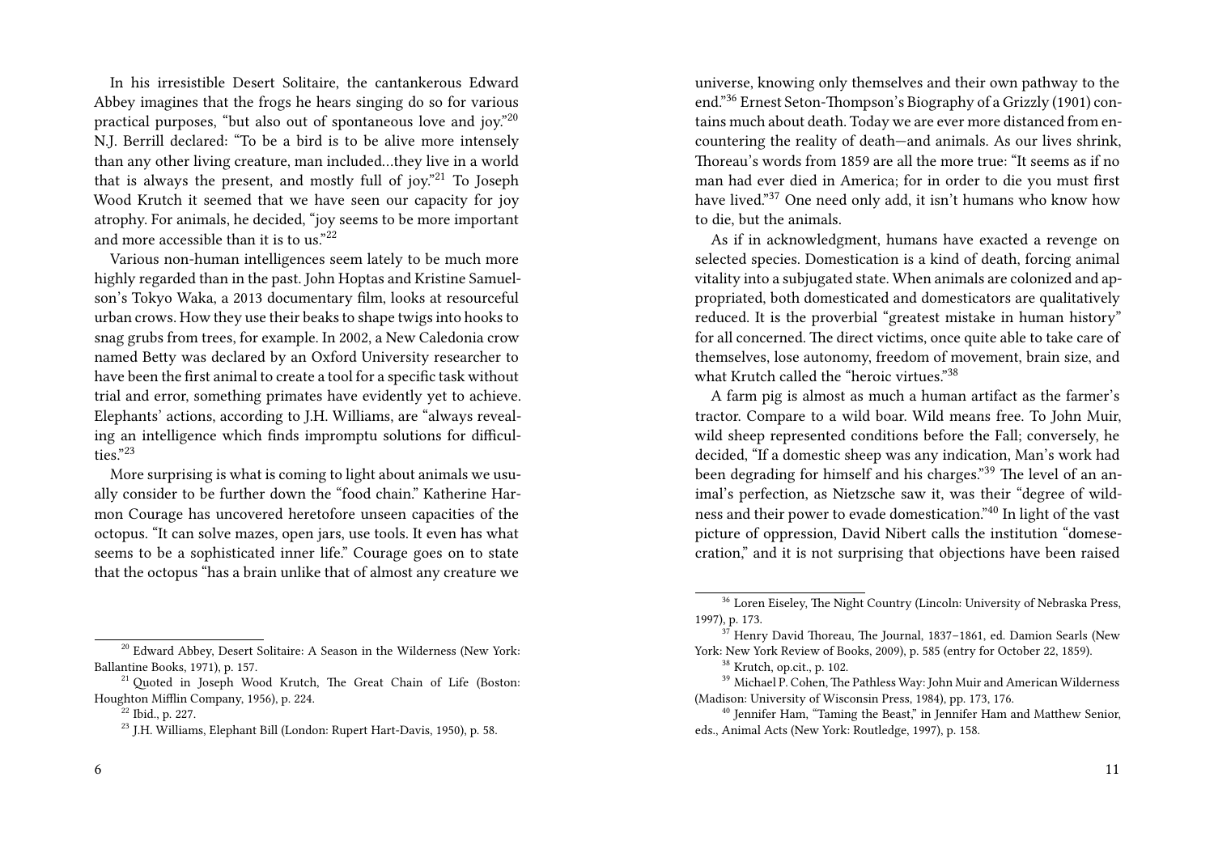In his irresistible Desert Solitaire, the cantankerous Edward Abbey imagines that the frogs he hears singing do so for various practical purposes, "but also out of spontaneous love and joy."[20] N.J. Berrill declared: "To be a bird is to be alive more intensely than any other living creature, man included…they live in a world that is always the present, and mostly full of joy."[21] To Joseph Wood Krutch it seemed that we have seen our capacity for joy atrophy. For animals, he decided, "joy seems to be more important and more accessible than it is to us."[22]

Various non-human intelligences seem lately to be much more highly regarded than in the past. John Hoptas and Kristine Samuelson's Tokyo Waka, a 2013 documentary film, looks at resourceful urban crows. How they use their beaks to shape twigs into hooks to snag grubs from trees, for example. In 2002, a New Caledonia crow named Betty was declared by an Oxford University researcher to have been the first animal to create a tool for a specific task without trial and error, something primates have evidently yet to achieve. Elephants' actions, according to J.H. Williams, are "always revealing an intelligence which finds impromptu solutions for difficulties."[23]

More surprising is what is coming to light about animals we usually consider to be further down the "food chain." Katherine Harmon Courage has uncovered heretofore unseen capacities of the octopus. "It can solve mazes, open jars, use tools. It even has what seems to be a sophisticated inner life." Courage goes on to state that the octopus "has a brain unlike that of almost any creature we

[20] Edward Abbey, Desert Solitaire: A Season in the Wilderness (New York: Ballantine Books, 1971), p. 157.

[21] Quoted in Joseph Wood Krutch, The Great Chain of Life (Boston: Houghton Mifflin Company, 1956), p. 224.

[22] Ibid., p. 227.

[23] J.H. Williams, Elephant Bill (London: Rupert Hart-Davis, 1950), p. 58.

universe, knowing only themselves and their own pathway to the end."[36] Ernest Seton-Thompson's Biography of a Grizzly (1901) contains much about death. Today we are ever more distanced from encountering the reality of death—and animals. As our lives shrink, Thoreau's words from 1859 are all the more true: "It seems as if no man had ever died in America; for in order to die you must first have lived."[37] One need only add, it isn't humans who know how to die, but the animals.

As if in acknowledgment, humans have exacted a revenge on selected species. Domestication is a kind of death, forcing animal vitality into a subjugated state. When animals are colonized and appropriated, both domesticated and domesticators are qualitatively reduced. It is the proverbial "greatest mistake in human history" for all concerned. The direct victims, once quite able to take care of themselves, lose autonomy, freedom of movement, brain size, and what Krutch called the "heroic virtues."[38]

A farm pig is almost as much a human artifact as the farmer's tractor. Compare to a wild boar. Wild means free. To John Muir, wild sheep represented conditions before the Fall; conversely, he decided, "If a domestic sheep was any indication, Man's work had been degrading for himself and his charges."[39] The level of an animal's perfection, as Nietzsche saw it, was their "degree of wildness and their power to evade domestication."[40] In light of the vast picture of oppression, David Nibert calls the institution "domesecration," and it is not surprising that objections have been raised

[36] Loren Eiseley, The Night Country (Lincoln: University of Nebraska Press, 1997), p. 173.

[37] Henry David Thoreau, The Journal, 1837–1861, ed. Damion Searls (New York: New York Review of Books, 2009), p. 585 (entry for October 22, 1859).

[38] Krutch, op.cit., p. 102.

[39] Michael P. Cohen, The Pathless Way: John Muir and American Wilderness (Madison: University of Wisconsin Press, 1984), pp. 173, 176.

[40] Jennifer Ham, "Taming the Beast," in Jennifer Ham and Matthew Senior, eds., Animal Acts (New York: Routledge, 1997), p. 158.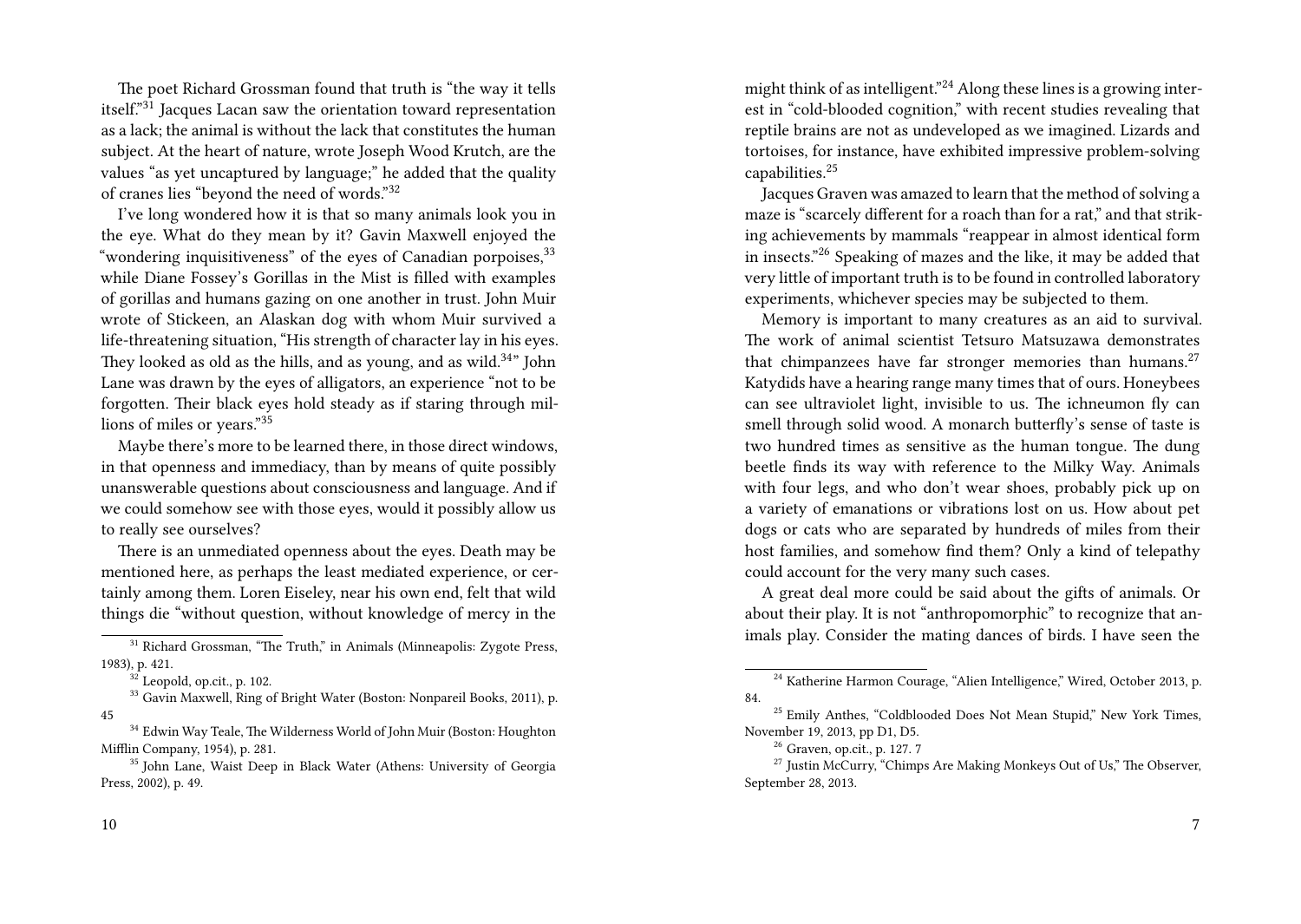The poet Richard Grossman found that truth is "the way it tells itself."[31] Jacques Lacan saw the orientation toward representation as a lack; the animal is without the lack that constitutes the human subject. At the heart of nature, wrote Joseph Wood Krutch, are the values "as yet uncaptured by language;" he added that the quality of cranes lies "beyond the need of words."[32]

I've long wondered how it is that so many animals look you in the eye. What do they mean by it? Gavin Maxwell enjoyed the "wondering inquisitiveness" of the eyes of Canadian porpoises,[33] while Diane Fossey's Gorillas in the Mist is filled with examples of gorillas and humans gazing on one another in trust. John Muir wrote of Stickeen, an Alaskan dog with whom Muir survived a life-threatening situation, "His strength of character lay in his eyes. They looked as old as the hills, and as young, and as wild.[34]" John Lane was drawn by the eyes of alligators, an experience "not to be forgotten. Their black eyes hold steady as if staring through millions of miles or years."[35]

Maybe there's more to be learned there, in those direct windows, in that openness and immediacy, than by means of quite possibly unanswerable questions about consciousness and language. And if we could somehow see with those eyes, would it possibly allow us to really see ourselves?

There is an unmediated openness about the eyes. Death may be mentioned here, as perhaps the least mediated experience, or certainly among them. Loren Eiseley, near his own end, felt that wild things die "without question, without knowledge of mercy in the

[31] Richard Grossman, "The Truth," in Animals (Minneapolis: Zygote Press, 1983), p. 421.

[32] Leopold, op.cit., p. 102.

[33] Gavin Maxwell, Ring of Bright Water (Boston: Nonpareil Books, 2011), p. 45

[34] Edwin Way Teale, The Wilderness World of John Muir (Boston: Houghton Mifflin Company, 1954), p. 281.

[35] John Lane, Waist Deep in Black Water (Athens: University of Georgia Press, 2002), p. 49.

might think of as intelligent."[24] Along these lines is a growing interest in "cold-blooded cognition," with recent studies revealing that reptile brains are not as undeveloped as we imagined. Lizards and tortoises, for instance, have exhibited impressive problem-solving capabilities.[25]

Jacques Graven was amazed to learn that the method of solving a maze is "scarcely different for a roach than for a rat," and that striking achievements by mammals "reappear in almost identical form in insects."[26] Speaking of mazes and the like, it may be added that very little of important truth is to be found in controlled laboratory experiments, whichever species may be subjected to them.

Memory is important to many creatures as an aid to survival. The work of animal scientist Tetsuro Matsuzawa demonstrates that chimpanzees have far stronger memories than humans.[27] Katydids have a hearing range many times that of ours. Honeybees can see ultraviolet light, invisible to us. The ichneumon fly can smell through solid wood. A monarch butterfly's sense of taste is two hundred times as sensitive as the human tongue. The dung beetle finds its way with reference to the Milky Way. Animals with four legs, and who don't wear shoes, probably pick up on a variety of emanations or vibrations lost on us. How about pet dogs or cats who are separated by hundreds of miles from their host families, and somehow find them? Only a kind of telepathy could account for the very many such cases.

A great deal more could be said about the gifts of animals. Or about their play. It is not "anthropomorphic" to recognize that animals play. Consider the mating dances of birds. I have seen the

[24] Katherine Harmon Courage, "Alien Intelligence," Wired, October 2013, p. 84.

[25] Emily Anthes, "Coldblooded Does Not Mean Stupid," New York Times, November 19, 2013, pp D1, D5.

[26] Graven, op.cit., p. 127. 7

[27] Justin McCurry, "Chimps Are Making Monkeys Out of Us," The Observer, September 28, 2013.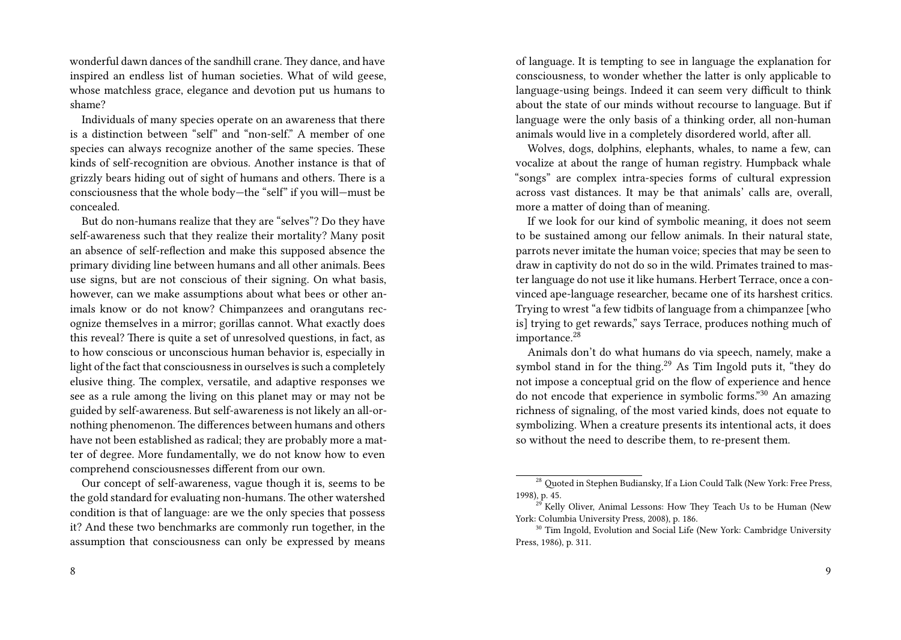wonderful dawn dances of the sandhill crane. They dance, and have inspired an endless list of human societies. What of wild geese, whose matchless grace, elegance and devotion put us humans to shame?

Individuals of many species operate on an awareness that there is a distinction between "self" and "non-self." A member of one species can always recognize another of the same species. These kinds of self-recognition are obvious. Another instance is that of grizzly bears hiding out of sight of humans and others. There is a consciousness that the whole body—the "self" if you will—must be concealed.

But do non-humans realize that they are "selves"? Do they have self-awareness such that they realize their mortality? Many posit an absence of self-reflection and make this supposed absence the primary dividing line between humans and all other animals. Bees use signs, but are not conscious of their signing. On what basis, however, can we make assumptions about what bees or other animals know or do not know? Chimpanzees and orangutans recognize themselves in a mirror; gorillas cannot. What exactly does this reveal? There is quite a set of unresolved questions, in fact, as to how conscious or unconscious human behavior is, especially in light of the fact that consciousness in ourselves is such a completely elusive thing. The complex, versatile, and adaptive responses we see as a rule among the living on this planet may or may not be guided by self-awareness. But self-awareness is not likely an all-or-nothing phenomenon. The differences between humans and others have not been established as radical; they are probably more a matter of degree. More fundamentally, we do not know how to even comprehend consciousnesses different from our own.

Our concept of self-awareness, vague though it is, seems to be the gold standard for evaluating non-humans. The other watershed condition is that of language: are we the only species that possess it? And these two benchmarks are commonly run together, in the assumption that consciousness can only be expressed by means of language. It is tempting to see in language the explanation for consciousness, to wonder whether the latter is only applicable to language-using beings. Indeed it can seem very difficult to think about the state of our minds without recourse to language. But if language were the only basis of a thinking order, all non-human animals would live in a completely disordered world, after all.

Wolves, dogs, dolphins, elephants, whales, to name a few, can vocalize at about the range of human registry. Humpback whale "songs" are complex intra-species forms of cultural expression across vast distances. It may be that animals' calls are, overall, more a matter of doing than of meaning.

If we look for our kind of symbolic meaning, it does not seem to be sustained among our fellow animals. In their natural state, parrots never imitate the human voice; species that may be seen to draw in captivity do not do so in the wild. Primates trained to master language do not use it like humans. Herbert Terrace, once a convinced ape-language researcher, became one of its harshest critics. Trying to wrest "a few tidbits of language from a chimpanzee [who is] trying to get rewards," says Terrace, produces nothing much of importance.[28]

Animals don't do what humans do via speech, namely, make a symbol stand in for the thing.[29] As Tim Ingold puts it, "they do not impose a conceptual grid on the flow of experience and hence do not encode that experience in symbolic forms."[30] An amazing richness of signaling, of the most varied kinds, does not equate to symbolizing. When a creature presents its intentional acts, it does so without the need to describe them, to re-present them.

---

[28] Quoted in Stephen Budiansky, If a Lion Could Talk (New York: Free Press, 1998), p. 45.

[29] Kelly Oliver, Animal Lessons: How They Teach Us to be Human (New York: Columbia University Press, 2008), p. 186.

[30] Tim Ingold, Evolution and Social Life (New York: Cambridge University Press, 1986), p. 311.